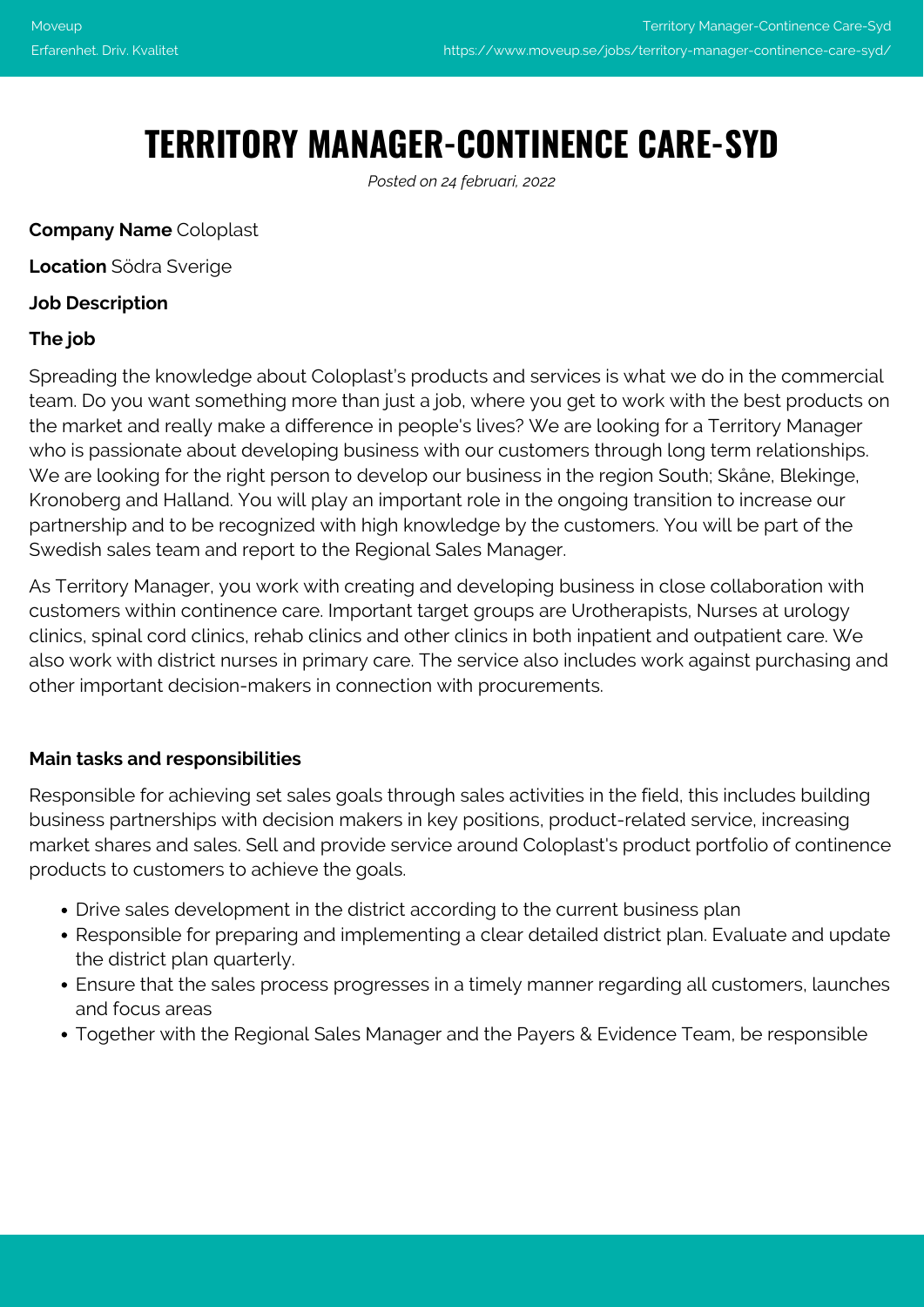# TERRITORY MANAGER-CONTINENCE CARE-SYD

*Posted on 24 februari, 2022*

**Company Name** Coloplast

**Location** Södra Sverige

**Job Description**

**The job**

Spreading the knowledge about Coloplast's products and services is what we do in the commercial team. Do you want something more than just a job, where you get to work with the best products on the market and really make a difference in people's lives? We are looking for a Territory Manager who is passionate about developing business with our customers through long term relationships. We are looking for the right person to develop our business in the region South; Skåne, Blekinge, Kronoberg and Halland. You will play an important role in the ongoing transition to increase our partnership and to be recognized with high knowledge by the customers. You will be part of the Swedish sales team and report to the Regional Sales Manager.

As Territory Manager, you work with creating and developing business in close collaboration with customers within continence care. Important target groups are Urotherapists, Nurses at urology clinics, spinal cord clinics, rehab clinics and other clinics in both inpatient and outpatient care. We also work with district nurses in primary care. The service also includes work against purchasing and other important decision-makers in connection with procurements.

**Main tasks and responsibilities**

Responsible for achieving set sales goals through sales activities in the field, this includes building business partnerships with decision makers in key positions, product-related service, increasing market shares and sales. Sell and provide service around Coloplast's product portfolio of continence products to customers to achieve the goals.

- Drive sales development in the district according to the current business plan
- Responsible for preparing and implementing a clear detailed district plan. Evaluate and update the district plan quarterly.
- Ensure that the sales process progresses in a timely manner regarding all customers, launches and focus areas
- Together with the Regional Sales Manager and the Payers & Evidence Team, be responsible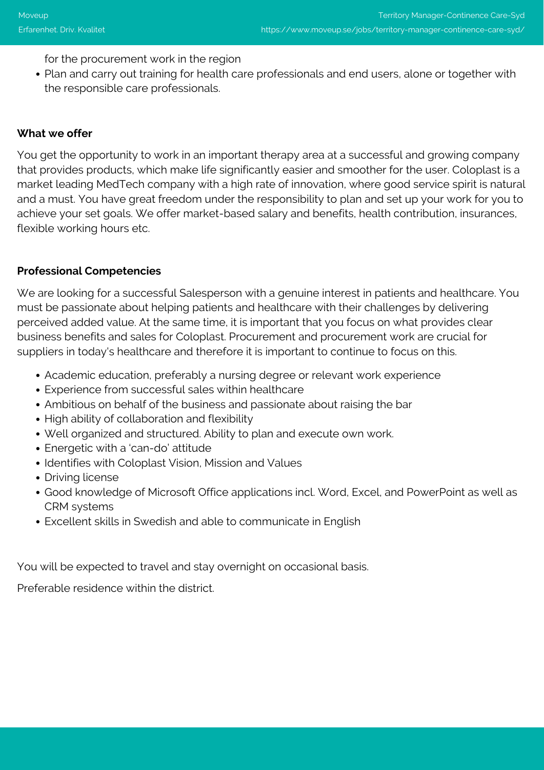for the procurement work in the region

- Plan and carry out training for health care professionals and end users, alone or together with the responsible care professionals.

**What we offer**

You get the opportunity to work in an important therapy area at a successful and growing company that provides products, which make life significantly easier and smoother for the user. Coloplast is a market leading MedTech company with a high rate of innovation, where good service spirit is natural and a must. You have great freedom under the responsibility to plan and set up your work for you to achieve your set goals. We offer market-based salary and benefits, health contribution, insurances, flexible working hours etc.

**Professional Competencies**

We are looking for a successful Salesperson with a genuine interest in patients and healthcare. You must be passionate about helping patients and healthcare with their challenges by delivering perceived added value. At the same time, it is important that you focus on what provides clear business benefits and sales for Coloplast. Procurement and procurement work are crucial for suppliers in today's healthcare and therefore it is important to continue to focus on this.

- Academic education, preferably a nursing degree or relevant work experience
- Experience from successful sales within healthcare
- Ambitious on behalf of the business and passionate about raising the bar
- High ability of collaboration and flexibility
- Well organized and structured. Ability to plan and execute own work.
- Energetic with a 'can-do' attitude
- Identifies with Coloplast Vision, Mission and Values
- Driving license
- Good knowledge of Microsoft Office applications incl. Word, Excel, and PowerPoint as well as CRM systems
- Excellent skills in Swedish and able to communicate in English

You will be expected to travel and stay overnight on occasional basis.

Preferable residence within the district.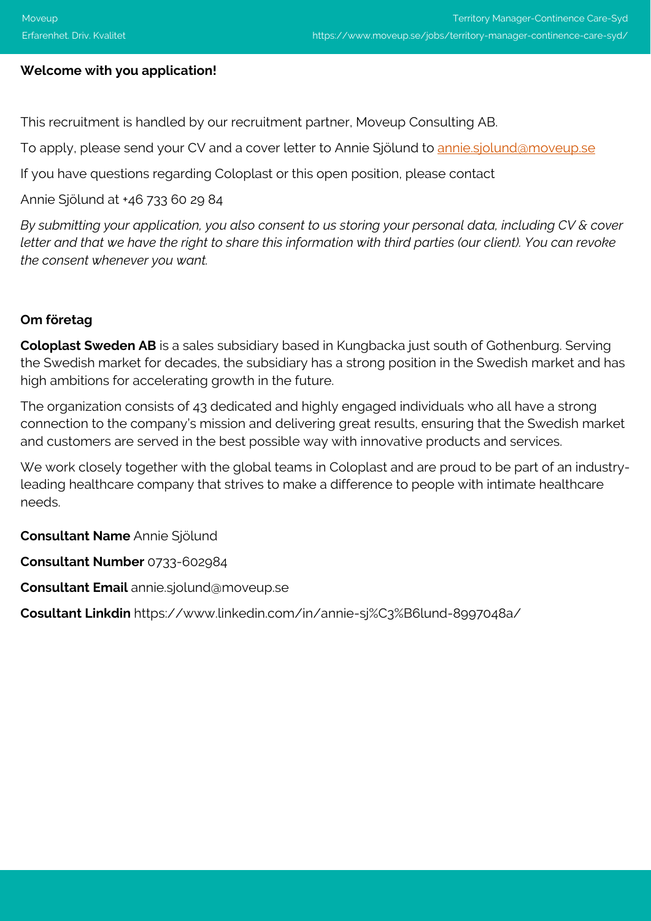**Welcome with you application!**

This recruitment is handled by our recruitment partner, Moveup Consulting AB.

To apply, please send your CV and a cover letter to Annie Sjölund to annie.sjolund@moveup.se

If you have questions regarding Coloplast or this open position, please contact

Annie Sjölund at +46 733 60 29 84

*By submitting your application, you also consent to us storing your personal data, including CV & cover letter and that we have the right to share this information with third parties (our client). You can revoke the consent whenever you want.*

**Om företag**

**Coloplast Sweden AB** is a sales subsidiary based in Kungbacka just south of Gothenburg. Serving the Swedish market for decades, the subsidiary has a strong position in the Swedish market and has high ambitions for accelerating growth in the future.

The organization consists of 43 dedicated and highly engaged individuals who all have a strong connection to the company's mission and delivering great results, ensuring that the Swedish market and customers are served in the best possible way with innovative products and services.

We work closely together with the global teams in Coloplast and are proud to be part of an industry-leading healthcare company that strives to make a difference to people with intimate healthcare needs.

**Consultant Name** Annie Sjölund

**Consultant Number** 0733-602984

**Consultant Email** annie.sjolund@moveup.se

**Cosultant Linkdin** https://www.linkedin.com/in/annie-sj%C3%B6lund-8997048a/